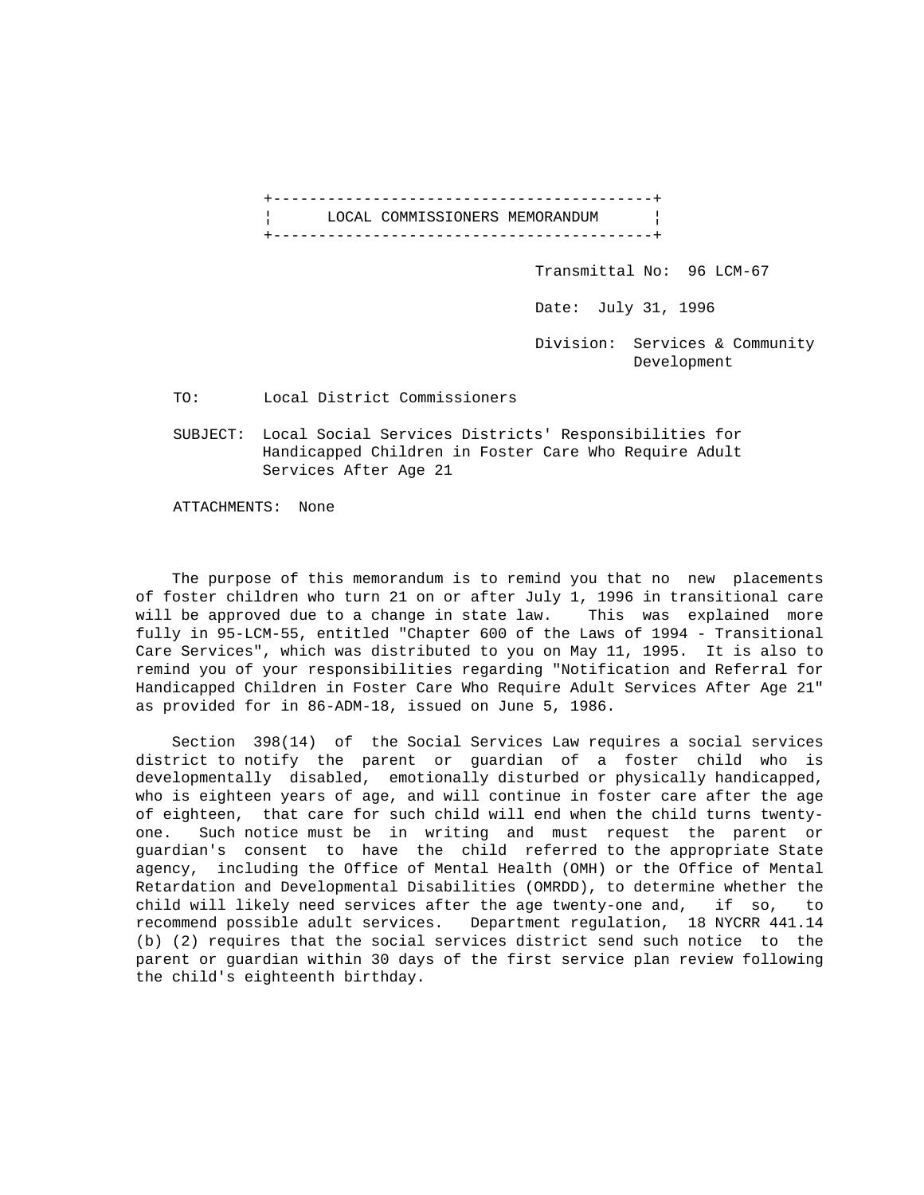# LOCAL COMMISSIONERS MEMORANDUM

Transmittal No: 96 LCM-67

Date: July 31, 1996

Division: Services & Community Development

TO: Local District Commissioners

SUBJECT: Local Social Services Districts' Responsibilities for Handicapped Children in Foster Care Who Require Adult Services After Age 21

ATTACHMENTS: None

The purpose of this memorandum is to remind you that no new placements of foster children who turn 21 on or after July 1, 1996 in transitional care will be approved due to a change in state law. This was explained more fully in 95-LCM-55, entitled "Chapter 600 of the Laws of 1994 - Transitional Care Services", which was distributed to you on May 11, 1995. It is also to remind you of your responsibilities regarding "Notification and Referral for Handicapped Children in Foster Care Who Require Adult Services After Age 21" as provided for in 86-ADM-18, issued on June 5, 1986.

Section 398(14) of the Social Services Law requires a social services district to notify the parent or guardian of a foster child who is developmentally disabled, emotionally disturbed or physically handicapped, who is eighteen years of age, and will continue in foster care after the age of eighteen, that care for such child will end when the child turns twenty-one. Such notice must be in writing and must request the parent or guardian's consent to have the child referred to the appropriate State agency, including the Office of Mental Health (OMH) or the Office of Mental Retardation and Developmental Disabilities (OMRDD), to determine whether the child will likely need services after the age twenty-one and, if so, to recommend possible adult services. Department regulation, 18 NYCRR 441.14 (b) (2) requires that the social services district send such notice to the parent or guardian within 30 days of the first service plan review following the child's eighteenth birthday.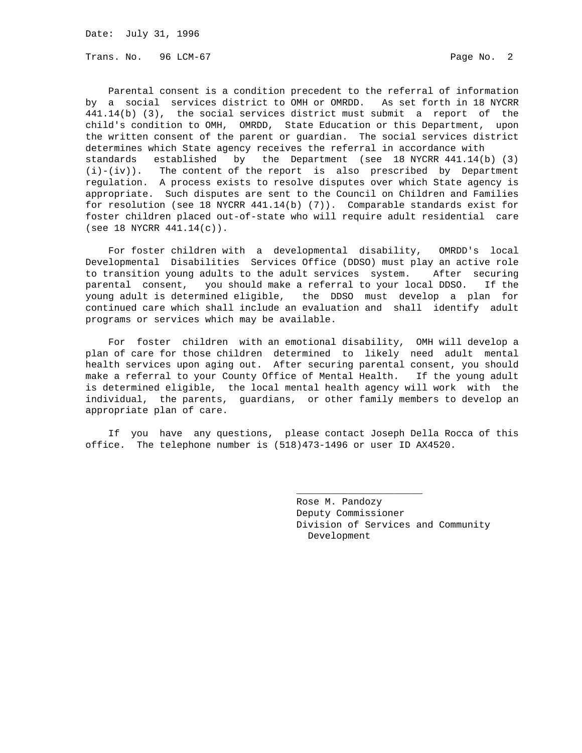Parental consent is a condition precedent to the referral of information by a social services district to OMH or OMRDD. As set forth in 18 NYCRR 441.14(b) (3), the social services district must submit a report of the child's condition to OMH, OMRDD, State Education or this Department, upon the written consent of the parent or guardian. The social services district determines which State agency receives the referral in accordance with standards established by the Department (see 18 NYCRR 441.14(b) (3) (i)-(iv)). The content of the report is also prescribed by Department regulation. A process exists to resolve disputes over which State agency is appropriate. Such disputes are sent to the Council on Children and Families for resolution (see 18 NYCRR 441.14(b) (7)). Comparable standards exist for foster children placed out-of-state who will require adult residential care (see 18 NYCRR 441.14(c)).

For foster children with a developmental disability, OMRDD's local Developmental Disabilities Services Office (DDSO) must play an active role to transition young adults to the adult services system. After securing parental consent, you should make a referral to your local DDSO. If the young adult is determined eligible, the DDSO must develop a plan for continued care which shall include an evaluation and shall identify adult programs or services which may be available.

For foster children with an emotional disability, OMH will develop a plan of care for those children determined to likely need adult mental health services upon aging out. After securing parental consent, you should make a referral to your County Office of Mental Health. If the young adult is determined eligible, the local mental health agency will work with the individual, the parents, guardians, or other family members to develop an appropriate plan of care.

If you have any questions, please contact Joseph Della Rocca of this office. The telephone number is (518)473-1496 or user ID AX4520.

______________________

Rose M. Pandozy
Deputy Commissioner
Division of Services and Community Development